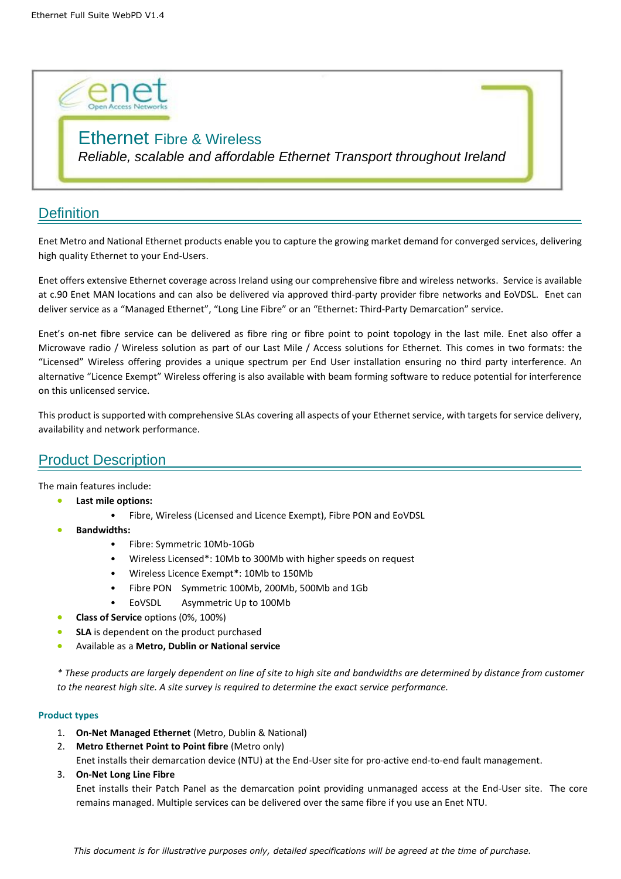enet
Open Access Networks

# Ethernet Fibre & Wireless

*Reliable, scalable and affordable Ethernet Transport throughout Ireland*

## Definition

Enet Metro and National Ethernet products enable you to capture the growing market demand for converged services, delivering high quality Ethernet to your End-Users.

Enet offers extensive Ethernet coverage across Ireland using our comprehensive fibre and wireless networks. Service is available at c.90 Enet MAN locations and can also be delivered via approved third-party provider fibre networks and EoVDSL. Enet can deliver service as a "Managed Ethernet", "Long Line Fibre" or an "Ethernet: Third-Party Demarcation" service.

Enet's on-net fibre service can be delivered as fibre ring or fibre point to point topology in the last mile. Enet also offer a Microwave radio / Wireless solution as part of our Last Mile / Access solutions for Ethernet. This comes in two formats: the "Licensed" Wireless offering provides a unique spectrum per End User installation ensuring no third party interference. An alternative "Licence Exempt" Wireless offering is also available with beam forming software to reduce potential for interference on this unlicensed service.

This product is supported with comprehensive SLAs covering all aspects of your Ethernet service, with targets for service delivery, availability and network performance.

## Product Description

The main features include:

- **Last mile options:**
  - Fibre, Wireless (Licensed and Licence Exempt), Fibre PON and EoVDSL
- **Bandwidths:**
  - Fibre: Symmetric 10Mb-10Gb
  - Wireless Licensed*: 10Mb to 300Mb with higher speeds on request
  - Wireless Licence Exempt*: 10Mb to 150Mb
  - Fibre PON Symmetric 100Mb, 200Mb, 500Mb and 1Gb
  - EoVDSL Asymmetric Up to 100Mb
- **Class of Service** options (0%, 100%)
- **SLA** is dependent on the product purchased
- Available as a **Metro, Dublin or National service**

*\* These products are largely dependent on line of site to high site and bandwidths are determined by distance from customer to the nearest high site. A site survey is required to determine the exact service performance.*

### Product types

1. **On-Net Managed Ethernet** (Metro, Dublin & National)
2. **Metro Ethernet Point to Point fibre** (Metro only)
   Enet installs their demarcation device (NTU) at the End-User site for pro-active end-to-end fault management.
3. **On-Net Long Line Fibre**
   Enet installs their Patch Panel as the demarcation point providing unmanaged access at the End-User site. The core remains managed. Multiple services can be delivered over the same fibre if you use an Enet NTU.

*This document is for illustrative purposes only, detailed specifications will be agreed at the time of purchase.*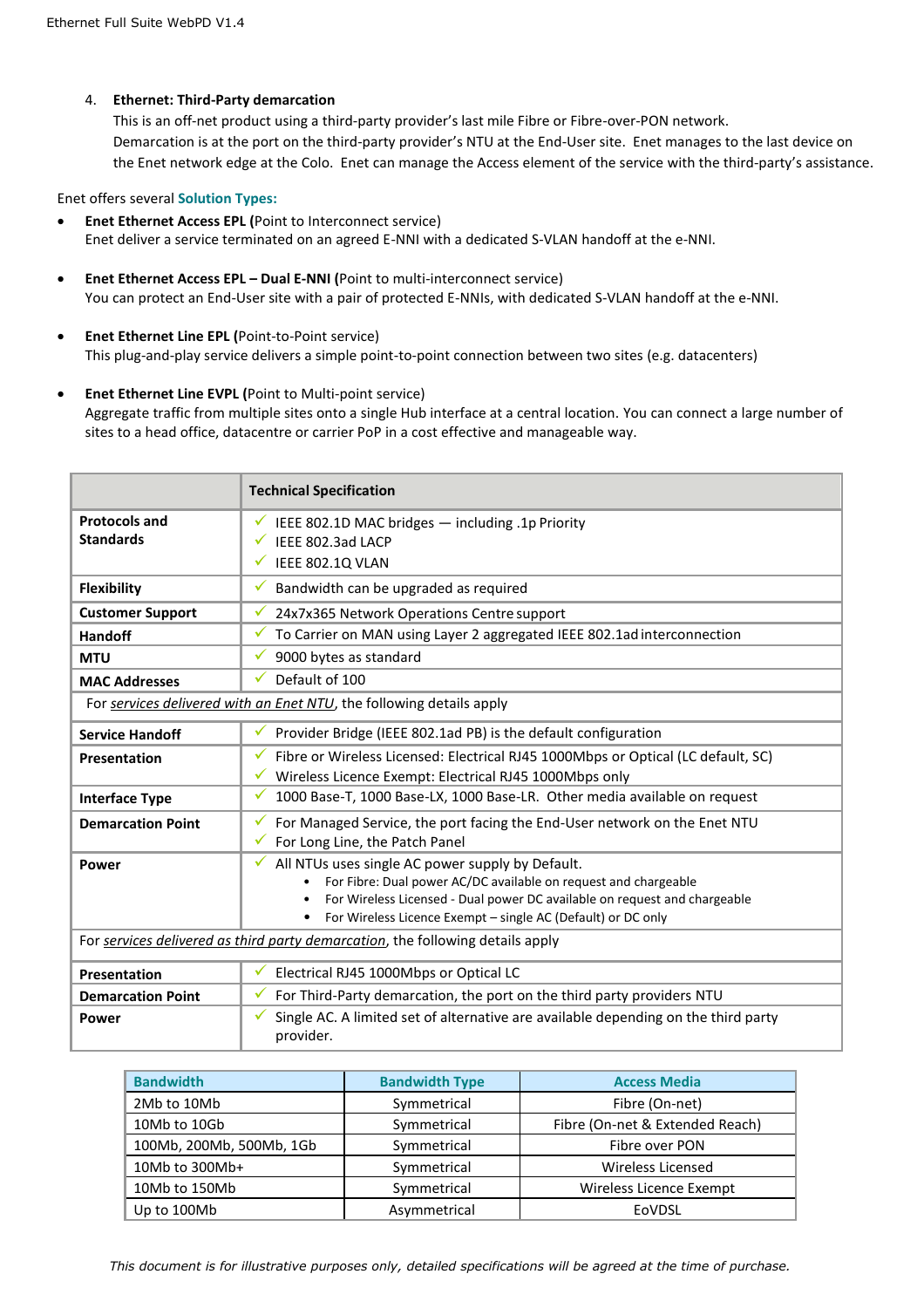4. **Ethernet: Third-Party demarcation**
   This is an off-net product using a third-party provider's last mile Fibre or Fibre-over-PON network.
   Demarcation is at the port on the third-party provider's NTU at the End-User site. Enet manages to the last device on the Enet network edge at the Colo. Enet can manage the Access element of the service with the third-party's assistance.

Enet offers several **Solution Types:**

- **Enet Ethernet Access EPL (**Point to Interconnect service)
  Enet deliver a service terminated on an agreed E-NNI with a dedicated S-VLAN handoff at the e-NNI.

- **Enet Ethernet Access EPL – Dual E-NNI (**Point to multi-interconnect service)
  You can protect an End-User site with a pair of protected E-NNIs, with dedicated S-VLAN handoff at the e-NNI.

- **Enet Ethernet Line EPL (**Point-to-Point service)
  This plug-and-play service delivers a simple point-to-point connection between two sites (e.g. datacenters)

- **Enet Ethernet Line EVPL (**Point to Multi-point service)
  Aggregate traffic from multiple sites onto a single Hub interface at a central location. You can connect a large number of sites to a head office, datacentre or carrier PoP in a cost effective and manageable way.

| | **Technical Specification** |
|---|---|
| **Protocols and Standards** | ✓ IEEE 802.1D MAC bridges — including .1p Priority<br>✓ IEEE 802.3ad LACP<br>✓ IEEE 802.1Q VLAN |
| **Flexibility** | ✓ Bandwidth can be upgraded as required |
| **Customer Support** | ✓ 24x7x365 Network Operations Centre support |
| **Handoff** | ✓ To Carrier on MAN using Layer 2 aggregated IEEE 802.1ad interconnection |
| **MTU** | ✓ 9000 bytes as standard |
| **MAC Addresses** | ✓ Default of 100 |
| For *services delivered with an Enet NTU*, the following details apply | |
| **Service Handoff** | ✓ Provider Bridge (IEEE 802.1ad PB) is the default configuration |
| **Presentation** | ✓ Fibre or Wireless Licensed: Electrical RJ45 1000Mbps or Optical (LC default, SC)<br>✓ Wireless Licence Exempt: Electrical RJ45 1000Mbps only |
| **Interface Type** | ✓ 1000 Base-T, 1000 Base-LX, 1000 Base-LR. Other media available on request |
| **Demarcation Point** | ✓ For Managed Service, the port facing the End-User network on the Enet NTU<br>✓ For Long Line, the Patch Panel |
| **Power** | ✓ All NTUs uses single AC power supply by Default.<br>• For Fibre: Dual power AC/DC available on request and chargeable<br>• For Wireless Licensed - Dual power DC available on request and chargeable<br>• For Wireless Licence Exempt – single AC (Default) or DC only |
| For *services delivered as third party demarcation*, the following details apply | |
| **Presentation** | ✓ Electrical RJ45 1000Mbps or Optical LC |
| **Demarcation Point** | ✓ For Third-Party demarcation, the port on the third party providers NTU |
| **Power** | ✓ Single AC. A limited set of alternative are available depending on the third party provider. |

| Bandwidth | Bandwidth Type | Access Media |
|---|---|---|
| 2Mb to 10Mb | Symmetrical | Fibre (On-net) |
| 10Mb to 10Gb | Symmetrical | Fibre (On-net & Extended Reach) |
| 100Mb, 200Mb, 500Mb, 1Gb | Symmetrical | Fibre over PON |
| 10Mb to 300Mb+ | Symmetrical | Wireless Licensed |
| 10Mb to 150Mb | Symmetrical | Wireless Licence Exempt |
| Up to 100Mb | Asymmetrical | EoVDSL |

*This document is for illustrative purposes only, detailed specifications will be agreed at the time of purchase.*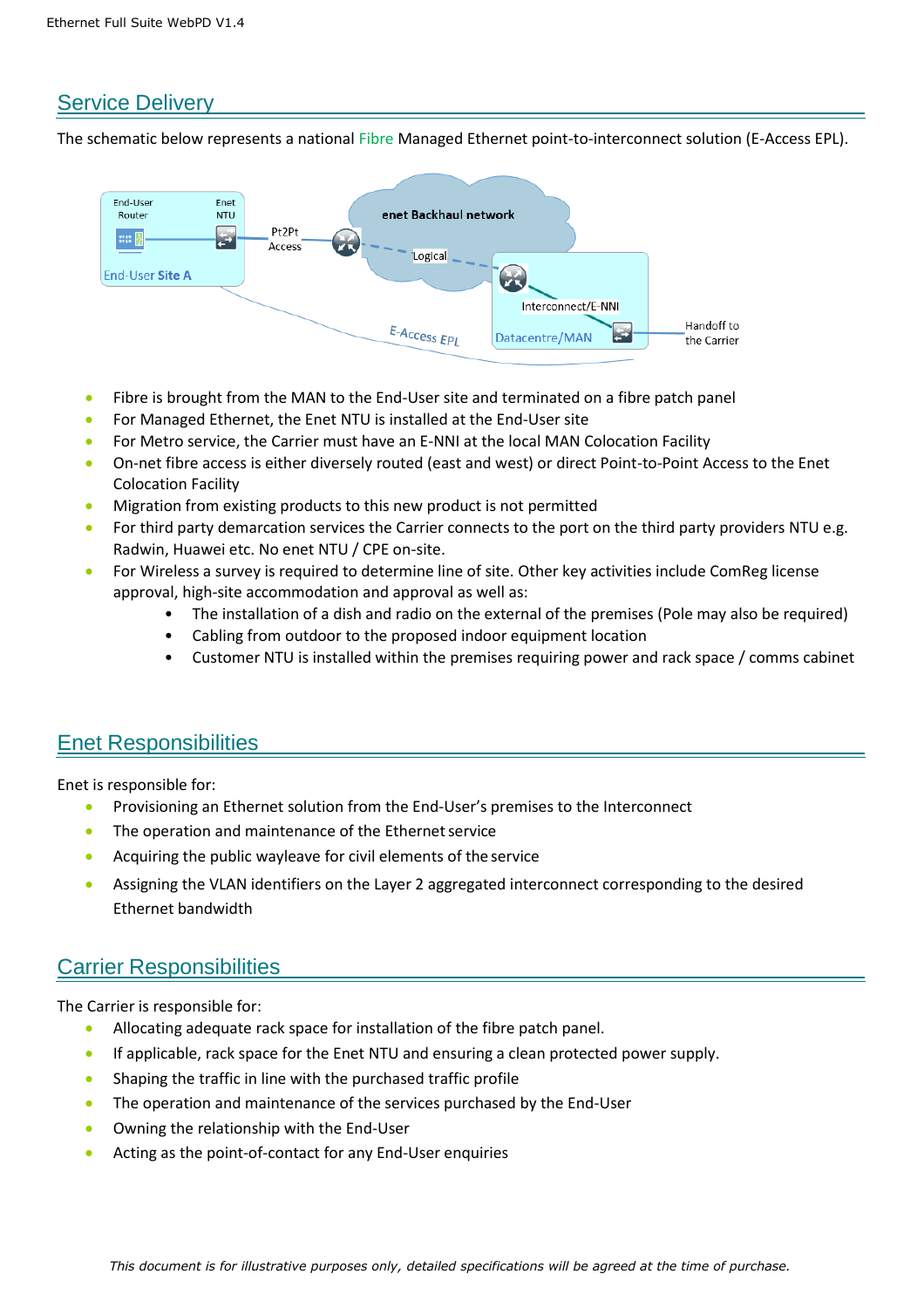## Service Delivery

The schematic below represents a national Fibre Managed Ethernet point-to-interconnect solution (E-Access EPL).

End-User Router
Enet NTU
End-User Site A
Pt2Pt Access
enet Backhaul network
Logical
Interconnect/E-NNI
Datacentre/MAN
Handoff to the Carrier
E-Access EPL

- Fibre is brought from the MAN to the End-User site and terminated on a fibre patch panel
- For Managed Ethernet, the Enet NTU is installed at the End-User site
- For Metro service, the Carrier must have an E-NNI at the local MAN Colocation Facility
- On-net fibre access is either diversely routed (east and west) or direct Point-to-Point Access to the Enet Colocation Facility
- Migration from existing products to this new product is not permitted
- For third party demarcation services the Carrier connects to the port on the third party providers NTU e.g. Radwin, Huawei etc. No enet NTU / CPE on-site.
- For Wireless a survey is required to determine line of site. Other key activities include ComReg license approval, high-site accommodation and approval as well as:
  - The installation of a dish and radio on the external of the premises (Pole may also be required)
  - Cabling from outdoor to the proposed indoor equipment location
  - Customer NTU is installed within the premises requiring power and rack space / comms cabinet

## Enet Responsibilities

Enet is responsible for:

- Provisioning an Ethernet solution from the End-User's premises to the Interconnect
- The operation and maintenance of the Ethernet service
- Acquiring the public wayleave for civil elements of the service
- Assigning the VLAN identifiers on the Layer 2 aggregated interconnect corresponding to the desired Ethernet bandwidth

## Carrier Responsibilities

The Carrier is responsible for:

- Allocating adequate rack space for installation of the fibre patch panel.
- If applicable, rack space for the Enet NTU and ensuring a clean protected power supply.
- Shaping the traffic in line with the purchased traffic profile
- The operation and maintenance of the services purchased by the End-User
- Owning the relationship with the End-User
- Acting as the point-of-contact for any End-User enquiries

*This document is for illustrative purposes only, detailed specifications will be agreed at the time of purchase.*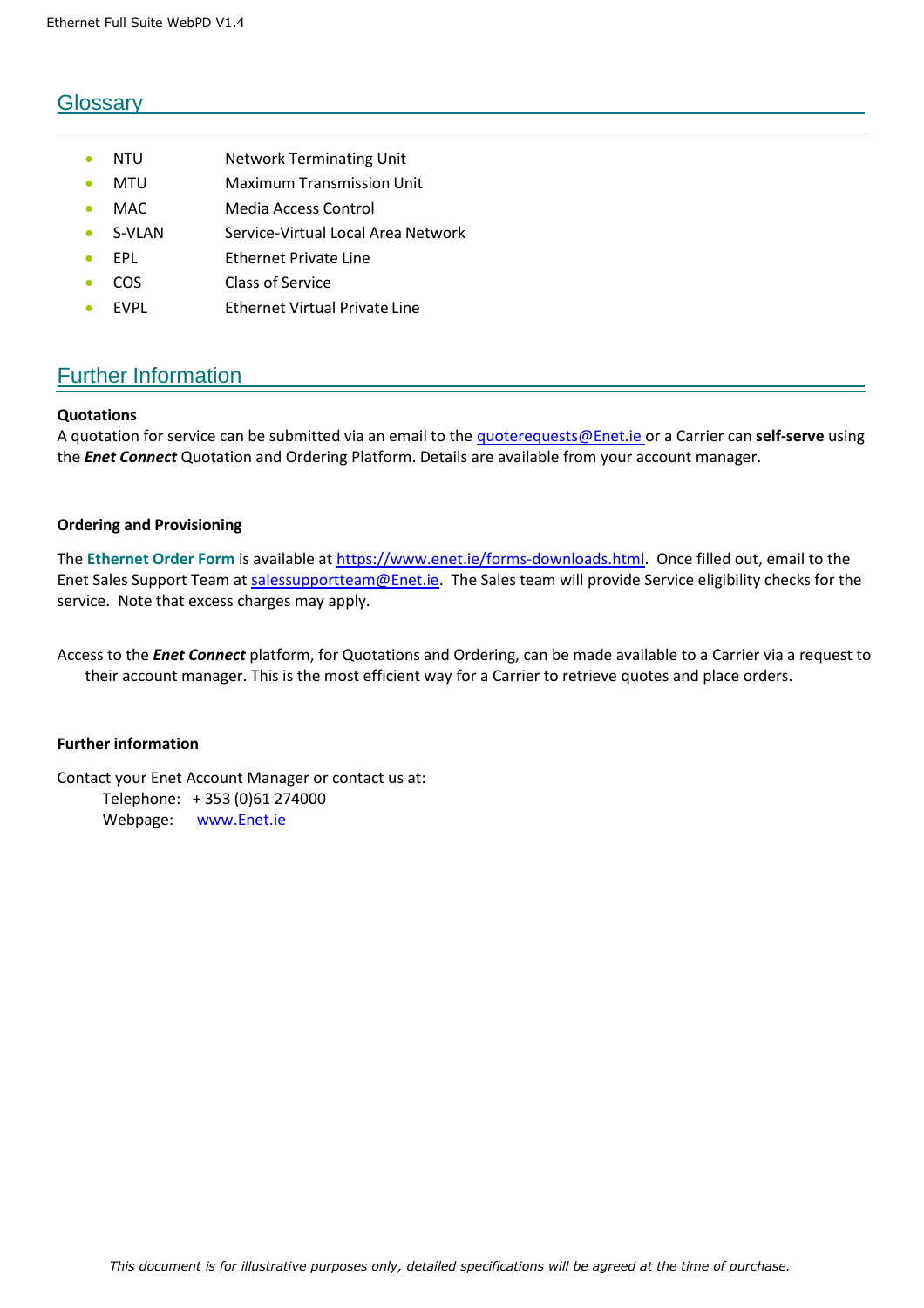## Glossary

- NTU Network Terminating Unit
- MTU Maximum Transmission Unit
- MAC Media Access Control
- S-VLAN Service-Virtual Local Area Network
- EPL Ethernet Private Line
- COS Class of Service
- EVPL Ethernet Virtual Private Line

## Further Information

**Quotations**

A quotation for service can be submitted via an email to the quoterequests@Enet.ie or a Carrier can **self-serve** using the ***Enet Connect*** Quotation and Ordering Platform. Details are available from your account manager.

**Ordering and Provisioning**

The **Ethernet Order Form** is available at https://www.enet.ie/forms-downloads.html. Once filled out, email to the Enet Sales Support Team at salessupportteam@Enet.ie. The Sales team will provide Service eligibility checks for the service. Note that excess charges may apply.

Access to the ***Enet Connect*** platform, for Quotations and Ordering, can be made available to a Carrier via a request to their account manager. This is the most efficient way for a Carrier to retrieve quotes and place orders.

**Further information**

Contact your Enet Account Manager or contact us at:
Telephone: + 353 (0)61 274000
Webpage: www.Enet.ie

*This document is for illustrative purposes only, detailed specifications will be agreed at the time of purchase.*